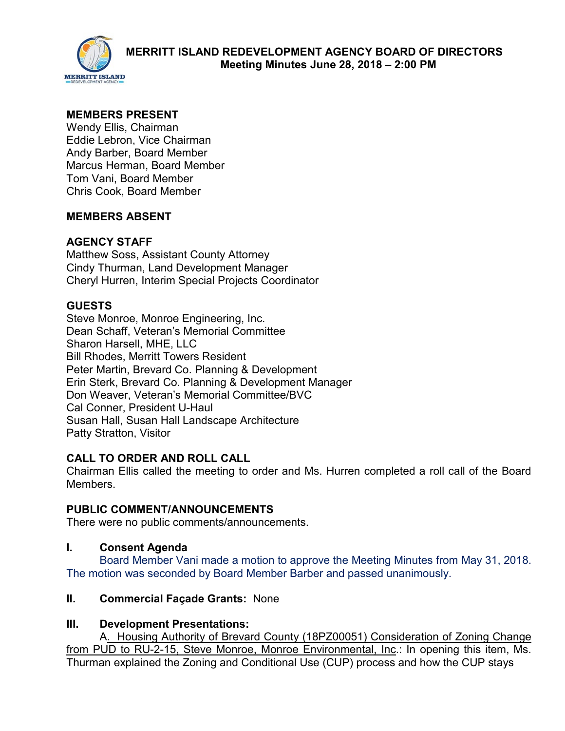# MERRITT ISLAND REDEVELOPMENT AGENCY BOARD OF DIRECTORS
## Meeting Minutes June 28, 2018 – 2:00 PM

**MEMBERS PRESENT**
Wendy Ellis, Chairman
Eddie Lebron, Vice Chairman
Andy Barber, Board Member
Marcus Herman, Board Member
Tom Vani, Board Member
Chris Cook, Board Member

**MEMBERS ABSENT**

**AGENCY STAFF**
Matthew Soss, Assistant County Attorney
Cindy Thurman, Land Development Manager
Cheryl Hurren, Interim Special Projects Coordinator

**GUESTS**
Steve Monroe, Monroe Engineering, Inc.
Dean Schaff, Veteran's Memorial Committee
Sharon Harsell, MHE, LLC
Bill Rhodes, Merritt Towers Resident
Peter Martin, Brevard Co. Planning & Development
Erin Sterk, Brevard Co. Planning & Development Manager
Don Weaver, Veteran's Memorial Committee/BVC
Cal Conner, President U-Haul
Susan Hall, Susan Hall Landscape Architecture
Patty Stratton, Visitor

**CALL TO ORDER AND ROLL CALL**
Chairman Ellis called the meeting to order and Ms. Hurren completed a roll call of the Board Members.

**PUBLIC COMMENT/ANNOUNCEMENTS**
There were no public comments/announcements.

**I. Consent Agenda**

Board Member Vani made a motion to approve the Meeting Minutes from May 31, 2018. The motion was seconded by Board Member Barber and passed unanimously.

**II. Commercial Façade Grants:** None

**III. Development Presentations:**

A. Housing Authority of Brevard County (18PZ00051) Consideration of Zoning Change from PUD to RU-2-15, Steve Monroe, Monroe Environmental, Inc.: In opening this item, Ms. Thurman explained the Zoning and Conditional Use (CUP) process and how the CUP stays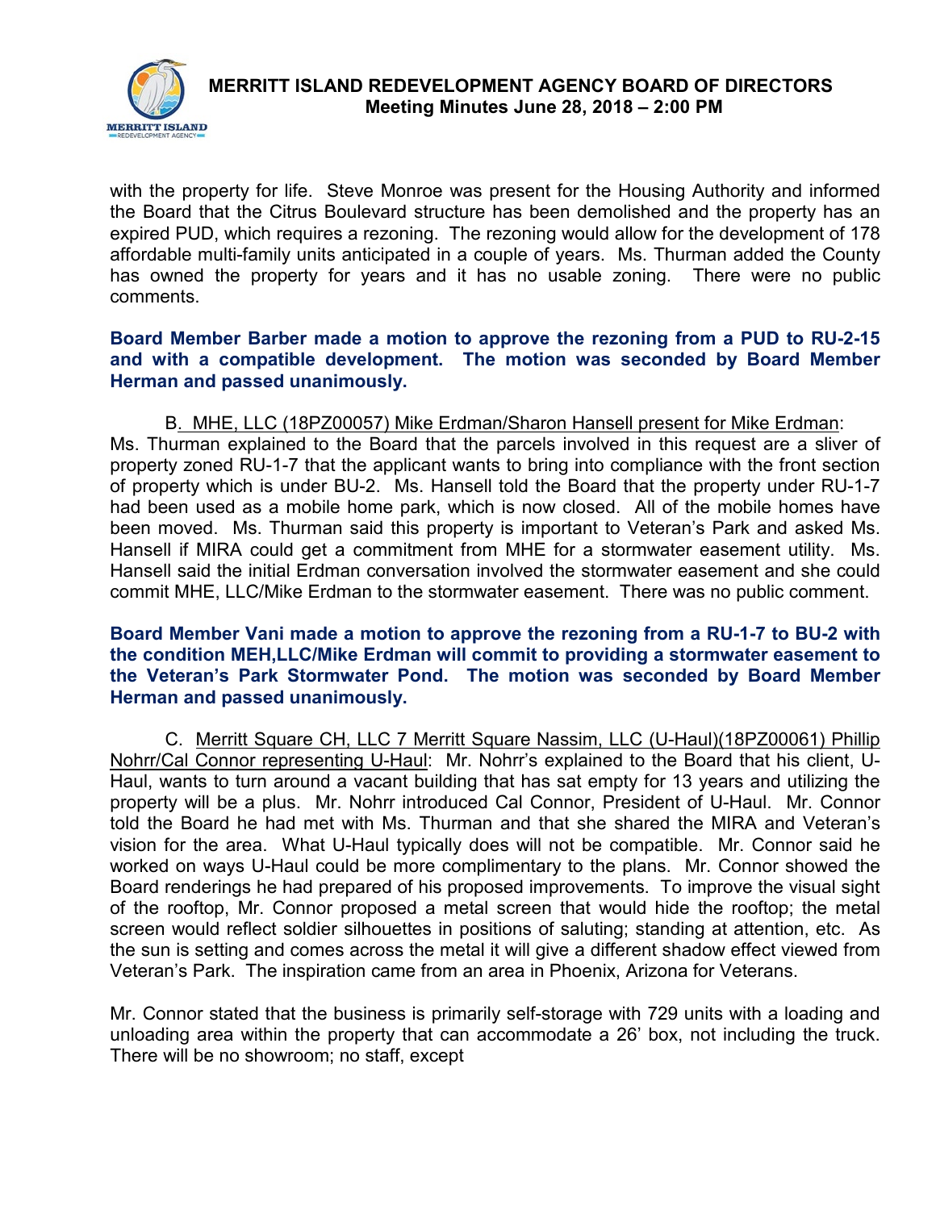with the property for life. Steve Monroe was present for the Housing Authority and informed the Board that the Citrus Boulevard structure has been demolished and the property has an expired PUD, which requires a rezoning. The rezoning would allow for the development of 178 affordable multi-family units anticipated in a couple of years. Ms. Thurman added the County has owned the property for years and it has no usable zoning. There were no public comments.

**Board Member Barber made a motion to approve the rezoning from a PUD to RU-2-15 and with a compatible development. The motion was seconded by Board Member Herman and passed unanimously.**

B. MHE, LLC (18PZ00057) Mike Erdman/Sharon Hansell present for Mike Erdman: Ms. Thurman explained to the Board that the parcels involved in this request are a sliver of property zoned RU-1-7 that the applicant wants to bring into compliance with the front section of property which is under BU-2. Ms. Hansell told the Board that the property under RU-1-7 had been used as a mobile home park, which is now closed. All of the mobile homes have been moved. Ms. Thurman said this property is important to Veteran's Park and asked Ms. Hansell if MIRA could get a commitment from MHE for a stormwater easement utility. Ms. Hansell said the initial Erdman conversation involved the stormwater easement and she could commit MHE, LLC/Mike Erdman to the stormwater easement. There was no public comment.

**Board Member Vani made a motion to approve the rezoning from a RU-1-7 to BU-2 with the condition MEH,LLC/Mike Erdman will commit to providing a stormwater easement to the Veteran's Park Stormwater Pond. The motion was seconded by Board Member Herman and passed unanimously.**

C. Merritt Square CH, LLC 7 Merritt Square Nassim, LLC (U-Haul)(18PZ00061) Phillip Nohrr/Cal Connor representing U-Haul: Mr. Nohrr's explained to the Board that his client, U-Haul, wants to turn around a vacant building that has sat empty for 13 years and utilizing the property will be a plus. Mr. Nohrr introduced Cal Connor, President of U-Haul. Mr. Connor told the Board he had met with Ms. Thurman and that she shared the MIRA and Veteran's vision for the area. What U-Haul typically does will not be compatible. Mr. Connor said he worked on ways U-Haul could be more complimentary to the plans. Mr. Connor showed the Board renderings he had prepared of his proposed improvements. To improve the visual sight of the rooftop, Mr. Connor proposed a metal screen that would hide the rooftop; the metal screen would reflect soldier silhouettes in positions of saluting; standing at attention, etc. As the sun is setting and comes across the metal it will give a different shadow effect viewed from Veteran's Park. The inspiration came from an area in Phoenix, Arizona for Veterans.

Mr. Connor stated that the business is primarily self-storage with 729 units with a loading and unloading area within the property that can accommodate a 26' box, not including the truck. There will be no showroom; no staff, except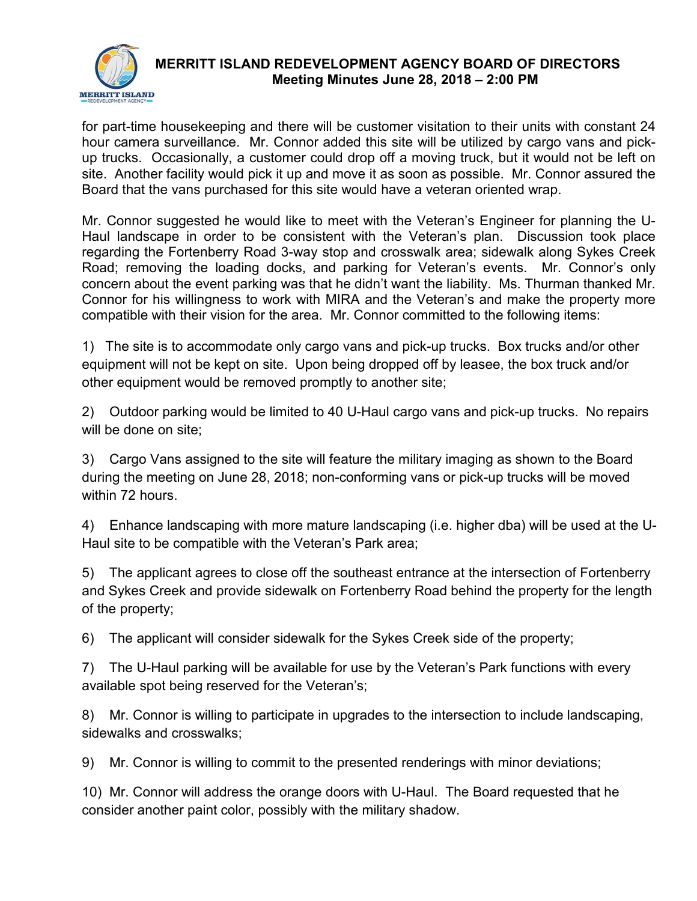for part-time housekeeping and there will be customer visitation to their units with constant 24 hour camera surveillance. Mr. Connor added this site will be utilized by cargo vans and pick-up trucks. Occasionally, a customer could drop off a moving truck, but it would not be left on site. Another facility would pick it up and move it as soon as possible. Mr. Connor assured the Board that the vans purchased for this site would have a veteran oriented wrap.

Mr. Connor suggested he would like to meet with the Veteran's Engineer for planning the U-Haul landscape in order to be consistent with the Veteran's plan. Discussion took place regarding the Fortenberry Road 3-way stop and crosswalk area; sidewalk along Sykes Creek Road; removing the loading docks, and parking for Veteran's events. Mr. Connor's only concern about the event parking was that he didn't want the liability. Ms. Thurman thanked Mr. Connor for his willingness to work with MIRA and the Veteran's and make the property more compatible with their vision for the area. Mr. Connor committed to the following items:

1) The site is to accommodate only cargo vans and pick-up trucks. Box trucks and/or other equipment will not be kept on site. Upon being dropped off by leasee, the box truck and/or other equipment would be removed promptly to another site;

2) Outdoor parking would be limited to 40 U-Haul cargo vans and pick-up trucks. No repairs will be done on site;

3) Cargo Vans assigned to the site will feature the military imaging as shown to the Board during the meeting on June 28, 2018; non-conforming vans or pick-up trucks will be moved within 72 hours.

4) Enhance landscaping with more mature landscaping (i.e. higher dba) will be used at the U-Haul site to be compatible with the Veteran's Park area;

5) The applicant agrees to close off the southeast entrance at the intersection of Fortenberry and Sykes Creek and provide sidewalk on Fortenberry Road behind the property for the length of the property;

6) The applicant will consider sidewalk for the Sykes Creek side of the property;

7) The U-Haul parking will be available for use by the Veteran's Park functions with every available spot being reserved for the Veteran's;

8) Mr. Connor is willing to participate in upgrades to the intersection to include landscaping, sidewalks and crosswalks;

9) Mr. Connor is willing to commit to the presented renderings with minor deviations;

10) Mr. Connor will address the orange doors with U-Haul. The Board requested that he consider another paint color, possibly with the military shadow.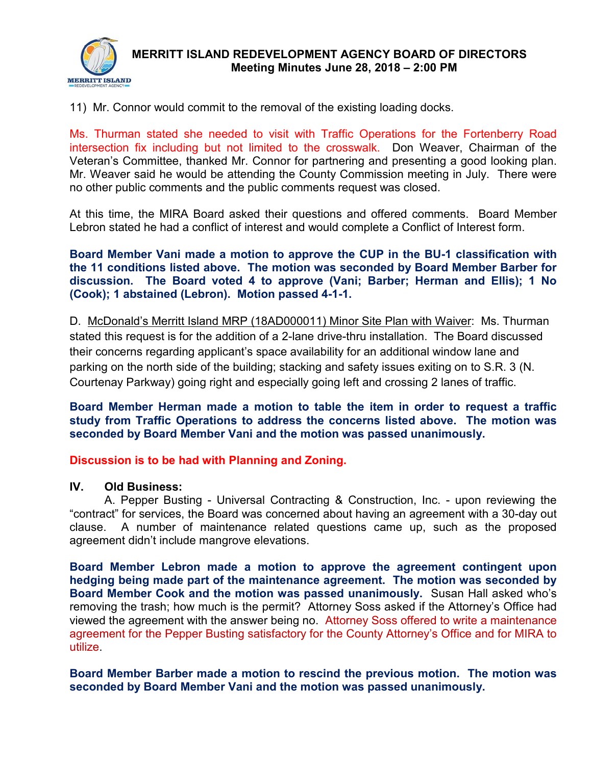11) Mr. Connor would commit to the removal of the existing loading docks.

Ms. Thurman stated she needed to visit with Traffic Operations for the Fortenberry Road intersection fix including but not limited to the crosswalk. Don Weaver, Chairman of the Veteran's Committee, thanked Mr. Connor for partnering and presenting a good looking plan. Mr. Weaver said he would be attending the County Commission meeting in July. There were no other public comments and the public comments request was closed.

At this time, the MIRA Board asked their questions and offered comments. Board Member Lebron stated he had a conflict of interest and would complete a Conflict of Interest form.

**Board Member Vani made a motion to approve the CUP in the BU-1 classification with the 11 conditions listed above. The motion was seconded by Board Member Barber for discussion. The Board voted 4 to approve (Vani; Barber; Herman and Ellis); 1 No (Cook); 1 abstained (Lebron). Motion passed 4-1-1.**

D. McDonald's Merritt Island MRP (18AD000011) Minor Site Plan with Waiver: Ms. Thurman stated this request is for the addition of a 2-lane drive-thru installation. The Board discussed their concerns regarding applicant's space availability for an additional window lane and parking on the north side of the building; stacking and safety issues exiting on to S.R. 3 (N. Courtenay Parkway) going right and especially going left and crossing 2 lanes of traffic.

**Board Member Herman made a motion to table the item in order to request a traffic study from Traffic Operations to address the concerns listed above. The motion was seconded by Board Member Vani and the motion was passed unanimously.**

**Discussion is to be had with Planning and Zoning.**

**IV. Old Business:**

A. Pepper Busting - Universal Contracting & Construction, Inc. - upon reviewing the "contract" for services, the Board was concerned about having an agreement with a 30-day out clause. A number of maintenance related questions came up, such as the proposed agreement didn't include mangrove elevations.

**Board Member Lebron made a motion to approve the agreement contingent upon hedging being made part of the maintenance agreement. The motion was seconded by Board Member Cook and the motion was passed unanimously.** Susan Hall asked who's removing the trash; how much is the permit? Attorney Soss asked if the Attorney's Office had viewed the agreement with the answer being no. Attorney Soss offered to write a maintenance agreement for the Pepper Busting satisfactory for the County Attorney's Office and for MIRA to utilize.

**Board Member Barber made a motion to rescind the previous motion. The motion was seconded by Board Member Vani and the motion was passed unanimously.**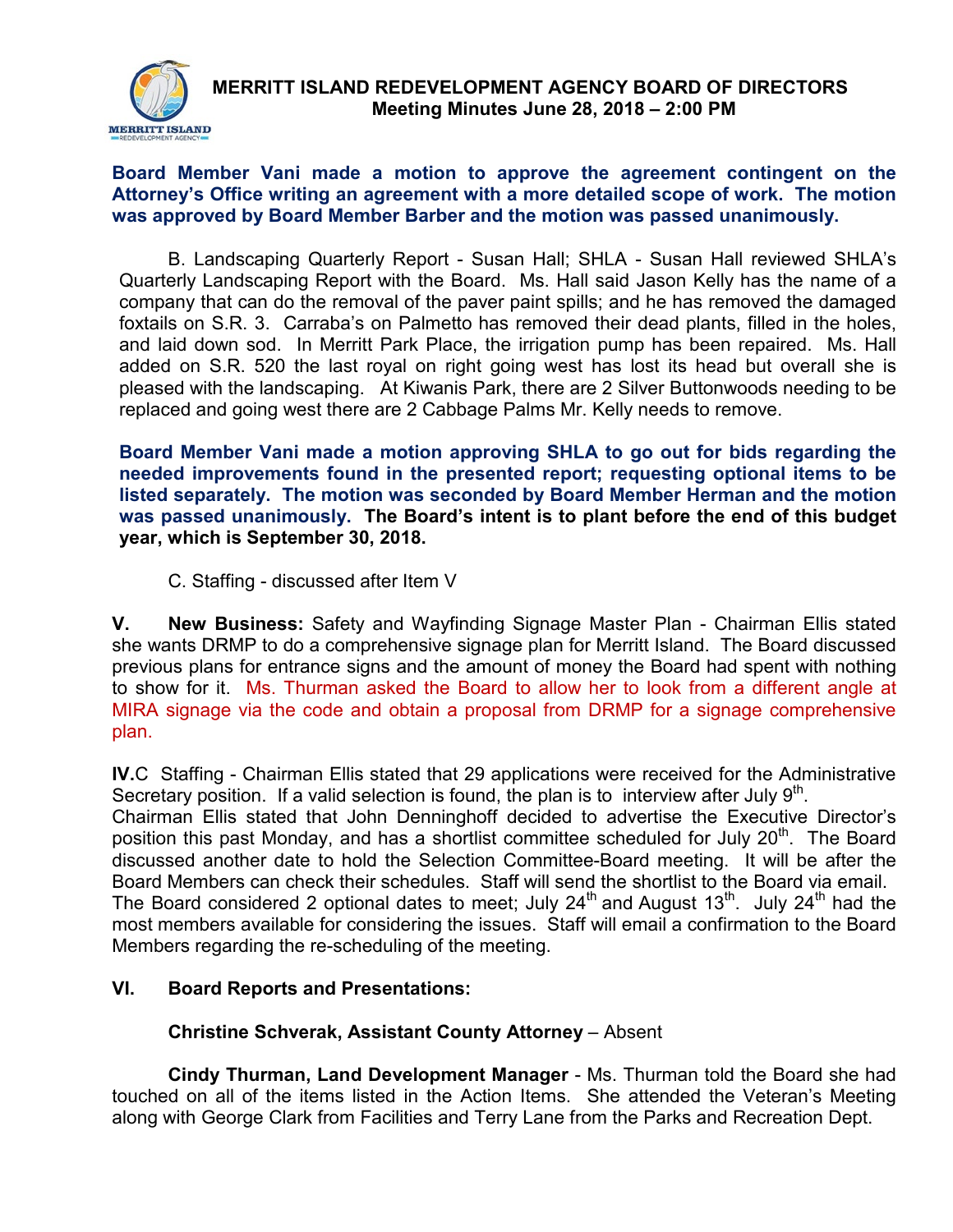**Board Member Vani made a motion to approve the agreement contingent on the Attorney's Office writing an agreement with a more detailed scope of work. The motion was approved by Board Member Barber and the motion was passed unanimously.**

B. Landscaping Quarterly Report - Susan Hall; SHLA - Susan Hall reviewed SHLA's Quarterly Landscaping Report with the Board. Ms. Hall said Jason Kelly has the name of a company that can do the removal of the paver paint spills; and he has removed the damaged foxtails on S.R. 3. Carraba's on Palmetto has removed their dead plants, filled in the holes, and laid down sod. In Merritt Park Place, the irrigation pump has been repaired. Ms. Hall added on S.R. 520 the last royal on right going west has lost its head but overall she is pleased with the landscaping. At Kiwanis Park, there are 2 Silver Buttonwoods needing to be replaced and going west there are 2 Cabbage Palms Mr. Kelly needs to remove.

**Board Member Vani made a motion approving SHLA to go out for bids regarding the needed improvements found in the presented report; requesting optional items to be listed separately. The motion was seconded by Board Member Herman and the motion was passed unanimously. The Board's intent is to plant before the end of this budget year, which is September 30, 2018.**

C. Staffing - discussed after Item V

**V. New Business:** Safety and Wayfinding Signage Master Plan - Chairman Ellis stated she wants DRMP to do a comprehensive signage plan for Merritt Island. The Board discussed previous plans for entrance signs and the amount of money the Board had spent with nothing to show for it. Ms. Thurman asked the Board to allow her to look from a different angle at MIRA signage via the code and obtain a proposal from DRMP for a signage comprehensive plan.

**IV.**C Staffing - Chairman Ellis stated that 29 applications were received for the Administrative Secretary position. If a valid selection is found, the plan is to interview after July 9th.
Chairman Ellis stated that John Denninghoff decided to advertise the Executive Director's position this past Monday, and has a shortlist committee scheduled for July 20th. The Board discussed another date to hold the Selection Committee-Board meeting. It will be after the Board Members can check their schedules. Staff will send the shortlist to the Board via email. The Board considered 2 optional dates to meet; July 24th and August 13th. July 24th had the most members available for considering the issues. Staff will email a confirmation to the Board Members regarding the re-scheduling of the meeting.

**VI. Board Reports and Presentations:**

**Christine Schverak, Assistant County Attorney** – Absent

**Cindy Thurman, Land Development Manager** - Ms. Thurman told the Board she had touched on all of the items listed in the Action Items. She attended the Veteran's Meeting along with George Clark from Facilities and Terry Lane from the Parks and Recreation Dept.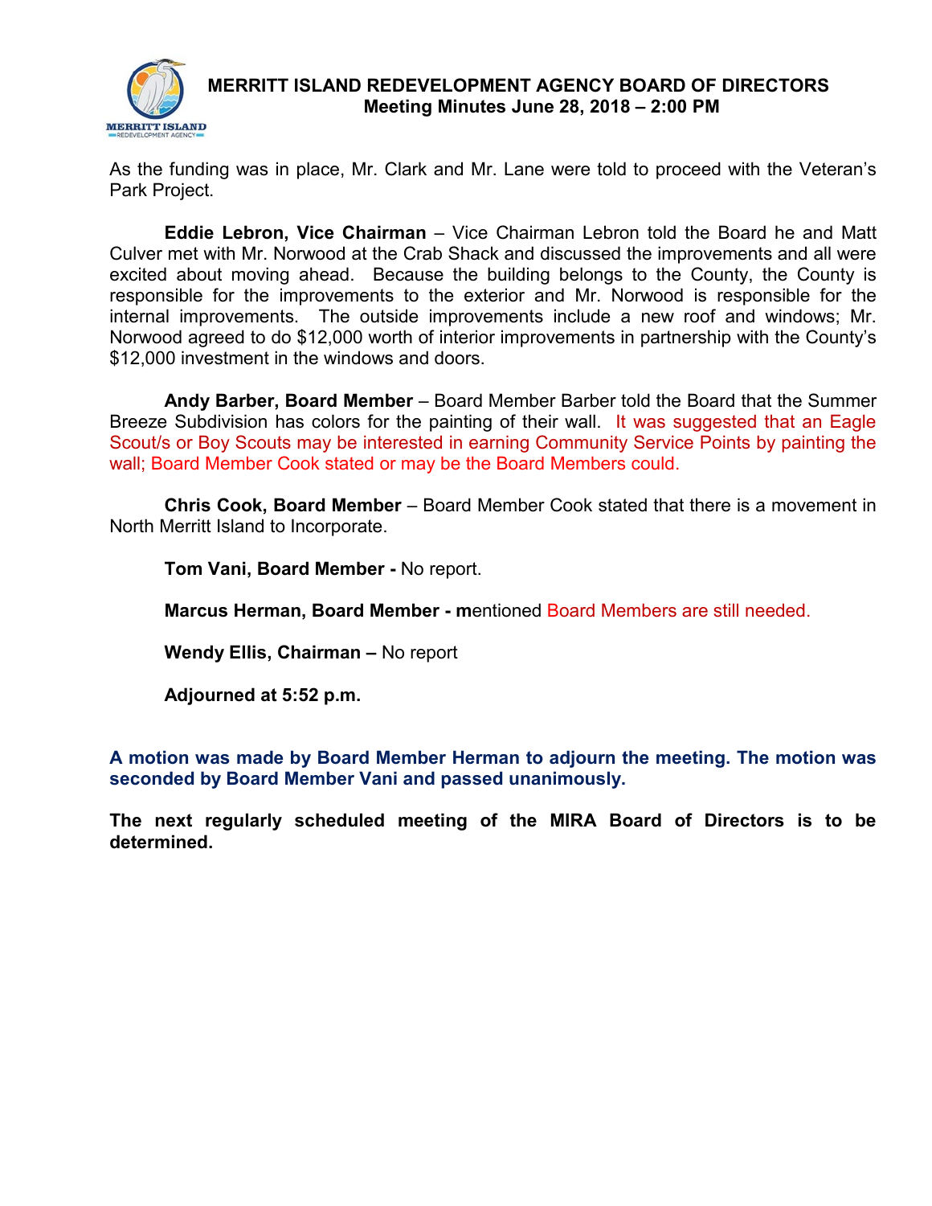As the funding was in place, Mr. Clark and Mr. Lane were told to proceed with the Veteran's Park Project.

**Eddie Lebron, Vice Chairman** – Vice Chairman Lebron told the Board he and Matt Culver met with Mr. Norwood at the Crab Shack and discussed the improvements and all were excited about moving ahead. Because the building belongs to the County, the County is responsible for the improvements to the exterior and Mr. Norwood is responsible for the internal improvements. The outside improvements include a new roof and windows; Mr. Norwood agreed to do $12,000 worth of interior improvements in partnership with the County's $12,000 investment in the windows and doors.

**Andy Barber, Board Member** – Board Member Barber told the Board that the Summer Breeze Subdivision has colors for the painting of their wall. It was suggested that an Eagle Scout/s or Boy Scouts may be interested in earning Community Service Points by painting the wall; Board Member Cook stated or may be the Board Members could.

**Chris Cook, Board Member** – Board Member Cook stated that there is a movement in North Merritt Island to Incorporate.

**Tom Vani, Board Member -** No report.

**Marcus Herman, Board Member - m**entioned Board Members are still needed.

**Wendy Ellis, Chairman –** No report

**Adjourned at 5:52 p.m.**

**A motion was made by Board Member Herman to adjourn the meeting. The motion was seconded by Board Member Vani and passed unanimously.**

**The next regularly scheduled meeting of the MIRA Board of Directors is to be determined.**